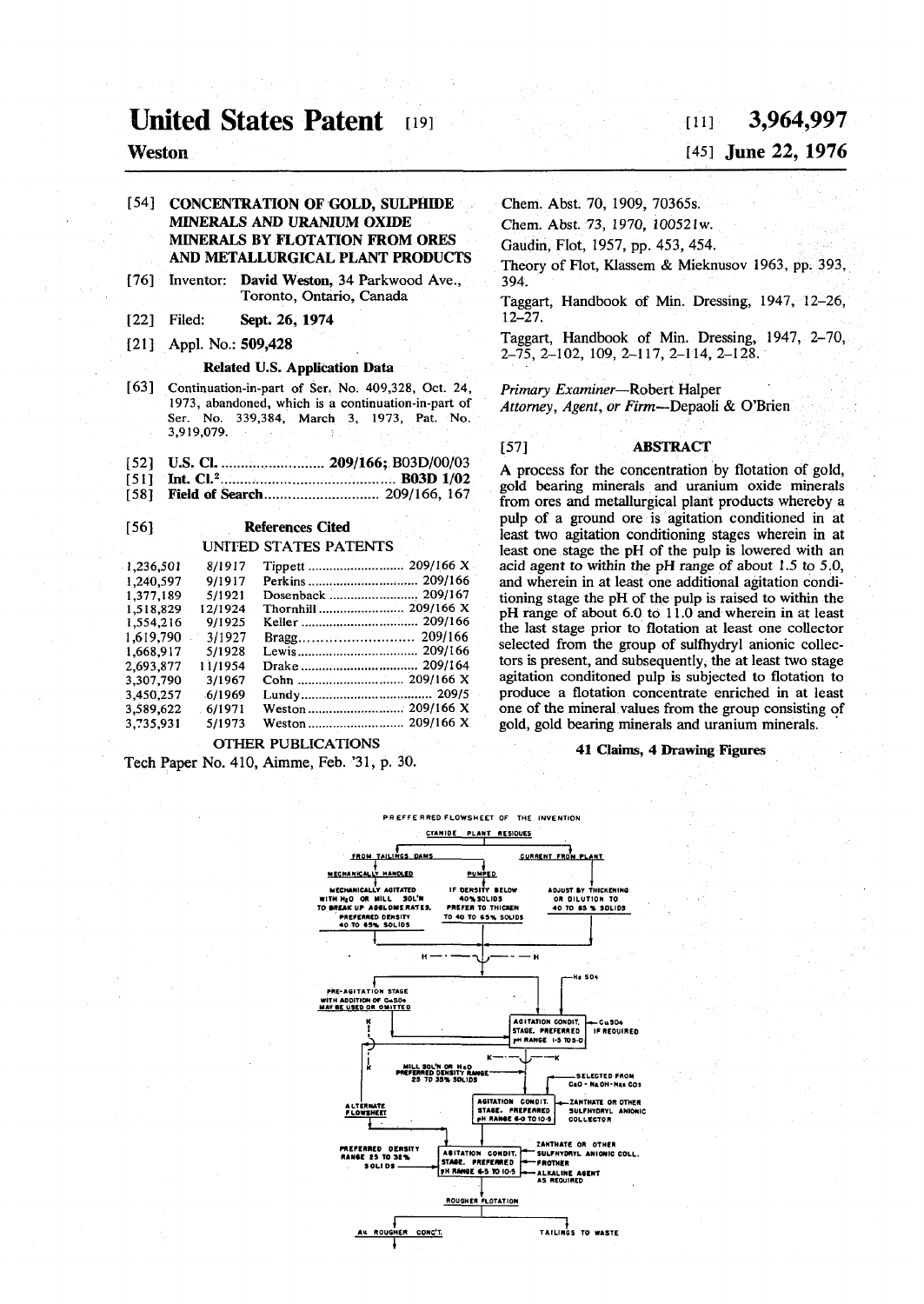# United States Patent [19]

**Weston**

[11] **3,964,997**

[45] **June 22, 1976**

[54] **CONCENTRATION OF GOLD, SULPHIDE MINERALS AND URANIUM OXIDE MINERALS BY FLOTATION FROM ORES AND METALLURGICAL PLANT PRODUCTS**

[76] Inventor: **David Weston**, 34 Parkwood Ave., Toronto, Ontario, Canada

[22] Filed: **Sept. 26, 1974**

[21] Appl. No.: **509,428**

**Related U.S. Application Data**

[63] Continuation-in-part of Ser. No. 409,328, Oct. 24, 1973, abandoned, which is a continuation-in-part of Ser. No. 339,384, March 3, 1973, Pat. No. 3,919,079.

[52] **U.S. Cl.** .......................... **209/166**; B03D/00/03

[51] **Int. Cl.²** .......................... **B03D 1/02**

[58] **Field of Search** .......................... 209/166, 167

[56] **References Cited**

UNITED STATES PATENTS

| | | | |
|---|---|---|---|
| 1,236,501 | 8/1917 | Tippett | 209/166 X |
| 1,240,597 | 9/1917 | Perkins | 209/166 |
| 1,377,189 | 5/1921 | Dosenback | 209/167 |
| 1,518,829 | 12/1924 | Thornhill | 209/166 X |
| 1,554,216 | 9/1925 | Keller | 209/166 |
| 1,619,790 | 3/1927 | Bragg | 209/166 |
| 1,668,917 | 5/1928 | Lewis | 209/166 |
| 2,693,877 | 11/1954 | Drake | 209/164 |
| 3,307,790 | 3/1967 | Cohn | 209/166 X |
| 3,450,257 | 6/1969 | Lundy | 209/5 |
| 3,589,622 | 6/1971 | Weston | 209/166 X |
| 3,735,931 | 5/1973 | Weston | 209/166 X |

OTHER PUBLICATIONS

Tech Paper No. 410, Aimme, Feb. '31, p. 30.

Chem. Abst. 70, 1909, 70365s.

Chem. Abst. 73, 1970, 100521w.

Gaudin, Flot, 1957, pp. 453, 454.

Theory of Flot, Klassem & Mieknusov 1963, pp. 393, 394.

Taggart, Handbook of Min. Dressing, 1947, 12–26, 12–27.

Taggart, Handbook of Min. Dressing, 1947, 2–70, 2–75, 2–102, 109, 2–117, 2–114, 2–128.

*Primary Examiner*—Robert Halper
*Attorney, Agent, or Firm*—Depaoli & O'Brien

[57] **ABSTRACT**

A process for the concentration by flotation of gold, gold bearing minerals and uranium oxide minerals from ores and metallurgical plant products whereby a pulp of a ground ore is agitation conditioned in at least two agitation conditioning stages wherein in at least one stage the pH of the pulp is lowered with an acid agent to within the pH range of about 1.5 to 5.0, and wherein in at least one additional agitation conditioning stage the pH of the pulp is raised to within the pH range of 6.0 to 11.0 and wherein in at least the last stage prior to flotation at least one collector selected from the group of sulfhydryl anionic collectors is present, and subsequently, the at least two stage agitation conditoned pulp is subjected to flotation to produce a flotation concentrate enriched in at least one of the mineral values from the group consisting of gold, gold bearing minerals and uranium minerals.

**41 Claims, 4 Drawing Figures**

PREFFERRED FLOWSHEET OF THE INVENTION

CYANIDE PLANT RESIDUES

FROM TAILINGS DAMS — MECHANICALLY HANDLED — MECHANICALLY AGITATED WITH $H_2O$ OR MILL SOL'N TO BREAK UP AGGLOMERATES. PREFERRED DENSITY 40 TO 65% SOLIDS

PUMPED — IF DENSITY BELOW 40% SOLIDS PREFER TO THICKEN TO 40 TO 65% SOLIDS

CURRENT FROM PLANT — ADJUST BY THICKENING OR DILUTION TO 40 TO 65 % SOLIDS

PRE-AGITATION STAGE WITH ADDITION OF $CuSO_4$ MAY BE USED OR OMITTED

AGITATION CONDIT. STAGE. PREFERRED pH RANGE 1·5 TO 5·0 ← $H_2SO_4$ ← $CuSO_4$ IF REQUIRED

MILL SOL'N OR $H_2O$ PREFERRED DENSITY RANGE 25 TO 35% SOLIDS

AGITATION CONDIT. STAGE. PREFERRED pH RANGE 6·0 TO 10·5 ← SELECTED FROM CaO - NaOH - $Na_2CO_3$ ← ZANTHATE OR OTHER SULFHYDRYL ANIONIC COLLECTOR

ALTERNATE FLOWSHEET

PREFERRED DENSITY RANGE 25 TO 32% SOLIDS

AGITATION CONDIT. STAGE. PREFERRED pH RANGE 6·5 TO 10·5 ← ZANTHATE OR OTHER SULFHYDRYL ANIONIC COLL. ← FROTHER ← ALKALINE AGENT AS REQUIRED

ROUGHER FLOTATION

Au ROUGHER CONC'T. — TAILINGS TO WASTE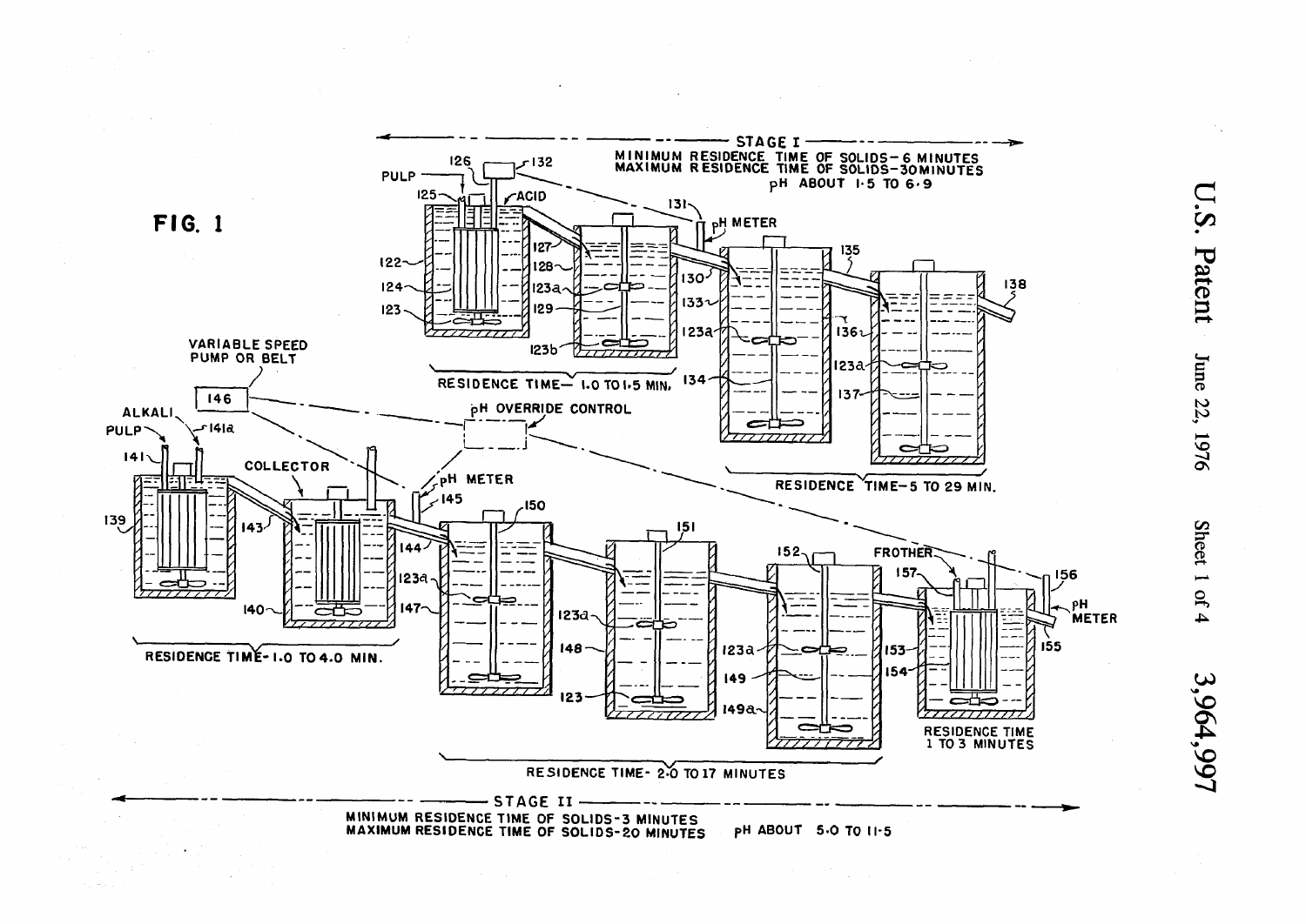FIG. 1

STAGE I
MINIMUM RESIDENCE TIME OF SOLIDS—6 MINUTES
MAXIMUM RESIDENCE TIME OF SOLIDS—30 MINUTES
pH ABOUT 1·5 TO 6·9

PULP, ACID, pH METER

RESIDENCE TIME— 1.0 TO 1.5 MIN.

RESIDENCE TIME—5 TO 29 MIN.

VARIABLE SPEED PUMP OR BELT

ALKALI, PULP, COLLECTOR, pH OVERRIDE CONTROL, pH METER

RESIDENCE TIME—1.0 TO 4.0 MIN.

FROTHER, pH METER

RESIDENCE TIME 1 TO 3 MINUTES

RESIDENCE TIME- 2.0 TO 17 MINUTES

STAGE II
MINIMUM RESIDENCE TIME OF SOLIDS—3 MINUTES
MAXIMUM RESIDENCE TIME OF SOLIDS—20 MINUTES
pH ABOUT 5.0 TO 11·5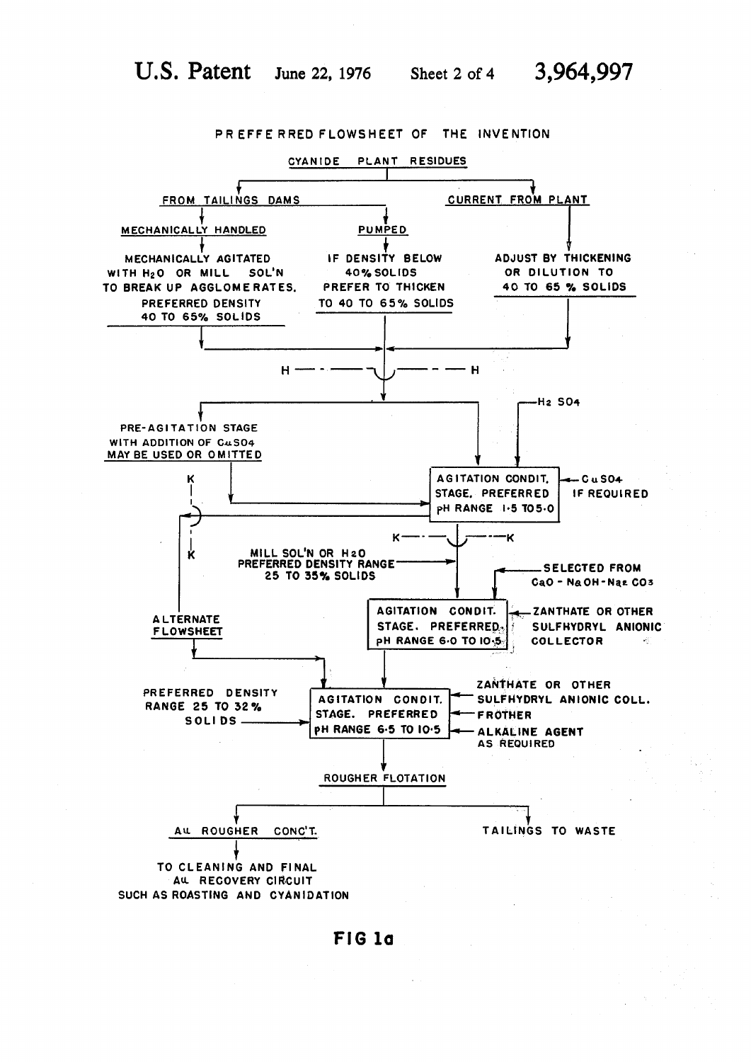# PREFFERRED FLOWSHEET OF THE INVENTION

**CYANIDE PLANT RESIDUES**

- **FROM TAILINGS DAMS**
  - **MECHANICALLY HANDLED**
    - MECHANICALLY AGITATED WITH $H_2O$ OR MILL SOL'N TO BREAK UP AGGLOMERATES. PREFERRED DENSITY 40 TO 65% SOLIDS
  - **PUMPED**
    - IF DENSITY BELOW 40% SOLIDS PREFER TO THICKEN TO 40 TO 65% SOLIDS
- **CURRENT FROM PLANT**
  - ADJUST BY THICKENING OR DILUTION TO 40 TO 65 % SOLIDS

H — H

PRE-AGITATION STAGE WITH ADDITION OF $CuSO_4$ MAY BE USED OR OMITTED

$H_2SO_4$ →

**AGITATION CONDIT. STAGE. PREFERRED pH RANGE 1·5 TO 5·0** ← $CuSO_4$ IF REQUIRED

K — K

MILL SOL'N OR $H_2O$ PREFERRED DENSITY RANGE 25 TO 35% SOLIDS →

SELECTED FROM $CaO$ - $NaOH$ - $Na_2CO_3$ →

**AGITATION CONDIT. STAGE. PREFERRED pH RANGE 6·0 TO 10·5** ← ZANTHATE OR OTHER SULFHYDRYL ANIONIC COLLECTOR

ALTERNATE FLOWSHEET

PREFERRED DENSITY RANGE 25 TO 32% SOLIDS →

**AGITATION CONDIT. STAGE. PREFERRED pH RANGE 6·5 TO 10·5** ← ZANTHATE OR OTHER SULFHYDRYL ANIONIC COLL. ← FROTHER ← ALKALINE AGENT AS REQUIRED

**ROUGHER FLOTATION**

- **Au ROUGHER CONC'T.**
  - TO CLEANING AND FINAL Au RECOVERY CIRCUIT SUCH AS ROASTING AND CYANIDATION
- TAILINGS TO WASTE

FIG 1a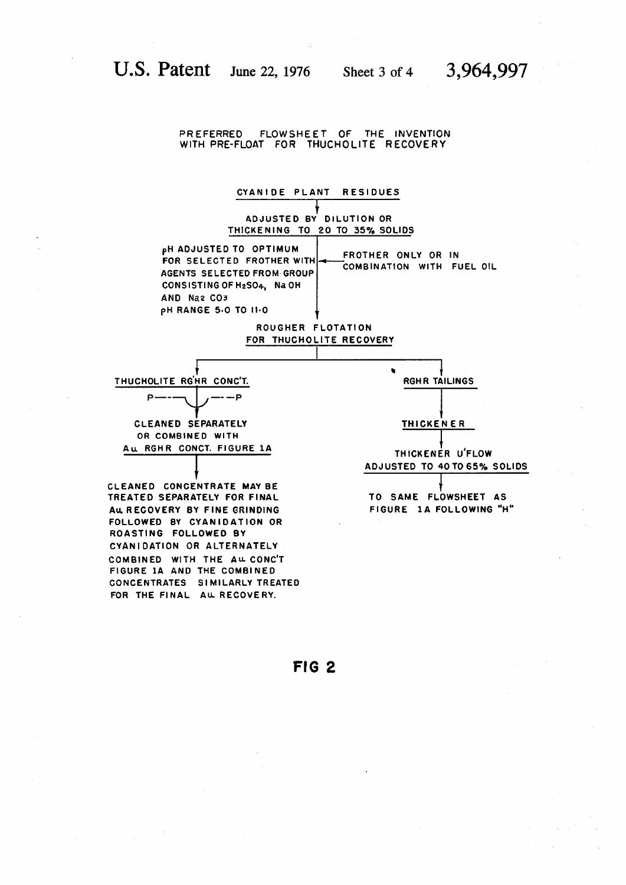PREFERRED FLOWSHEET OF THE INVENTION WITH PRE-FLOAT FOR THUCHOLITE RECOVERY

CYANIDE PLANT RESIDUES

↓

ADJUSTED BY DILUTION OR THICKENING TO 20 TO 35% SOLIDS

↓

pH ADJUSTED TO OPTIMUM FOR SELECTED FROTHER WITH AGENTS SELECTED FROM GROUP CONSISTING OF $H_2SO_4$, NaOH AND $Na_2CO_3$
pH RANGE 5.0 TO 11.0

← FROTHER ONLY OR IN COMBINATION WITH FUEL OIL

↓

ROUGHER FLOTATION FOR THUCHOLITE RECOVERY

THUCHOLITE RG'HR CONC'T.

P — — P

CLEANED SEPARATELY OR COMBINED WITH Au RGHR CONCT. FIGURE 1A

↓

CLEANED CONCENTRATE MAY BE TREATED SEPARATELY FOR FINAL Au RECOVERY BY FINE GRINDING FOLLOWED BY CYANIDATION OR ROASTING FOLLOWED BY CYANIDATION OR ALTERNATELY COMBINED WITH THE Au CONC'T FIGURE 1A AND THE COMBINED CONCENTRATES SIMILARLY TREATED FOR THE FINAL Au RECOVERY.

RGHR TAILINGS

↓

THICKENER

↓

THICKENER U'FLOW ADJUSTED TO 40 TO 65% SOLIDS

↓

TO SAME FLOWSHEET AS FIGURE 1A FOLLOWING "H"

FIG 2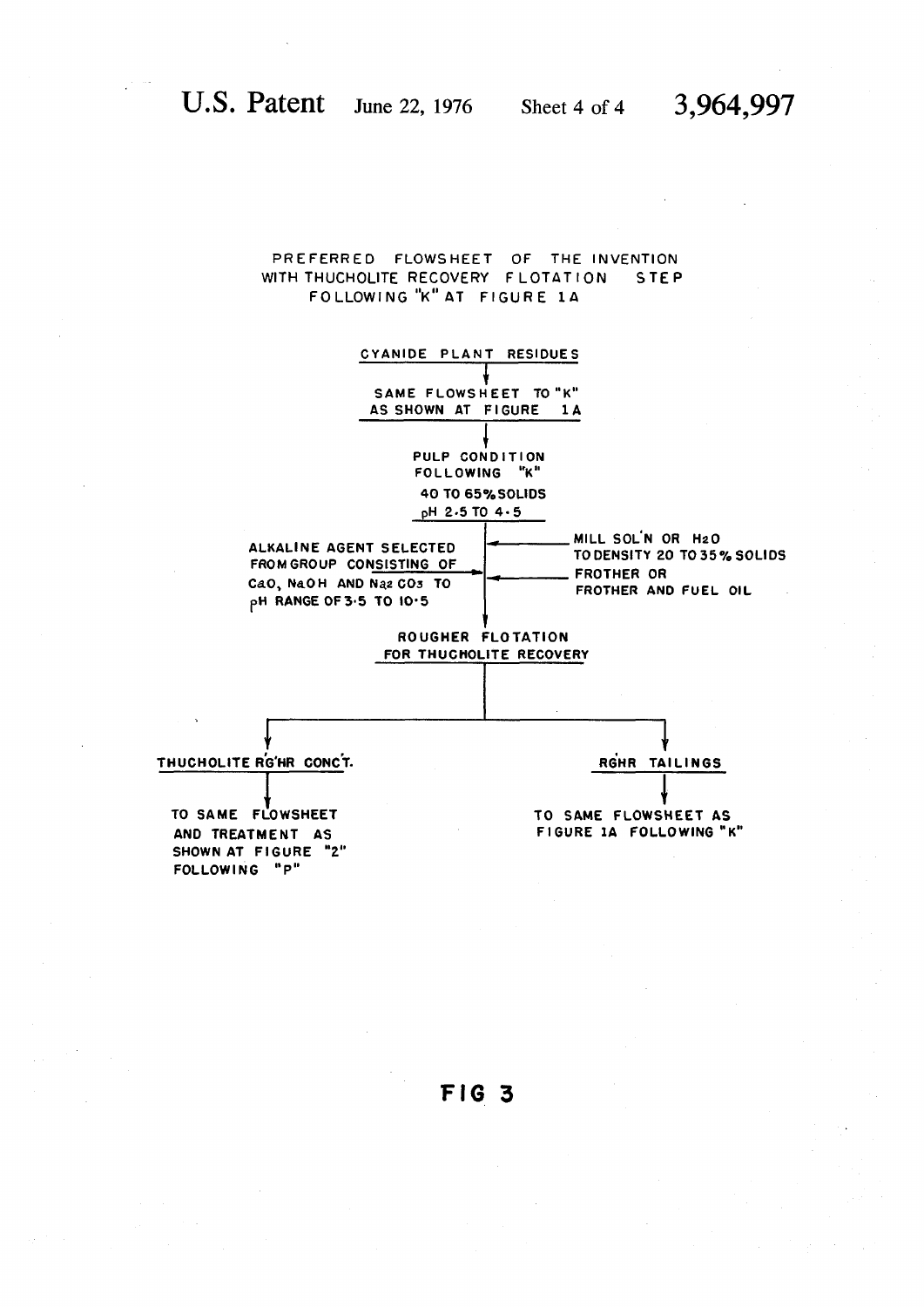# PREFERRED FLOWSHEET OF THE INVENTION WITH THUCHOLITE RECOVERY FLOTATION STEP FOLLOWING "K" AT FIGURE 1A

CYANIDE PLANT RESIDUES

↓

SAME FLOWSHEET TO "K" AS SHOWN AT FIGURE 1A

↓

PULP CONDITION FOLLOWING "K"
40 TO 65% SOLIDS
pH 2.5 TO 4.5

↓

ALKALINE AGENT SELECTED FROM GROUP CONSISTING OF CaO, NaOH AND $Na_2CO_3$ TO pH RANGE OF 3.5 TO 10.5

MILL SOL'N OR $H_2O$ TO DENSITY 20 TO 35% SOLIDS

FROTHER OR FROTHER AND FUEL OIL

↓

ROUGHER FLOTATION FOR THUCHOLITE RECOVERY

↓

- THUCHOLITE RG'HR CONC'T.
  - ↓ TO SAME FLOWSHEET AND TREATMENT AS SHOWN AT FIGURE "2" FOLLOWING "P"
- RGHR TAILINGS
  - ↓ TO SAME FLOWSHEET AS FIGURE 1A FOLLOWING "K"

FIG 3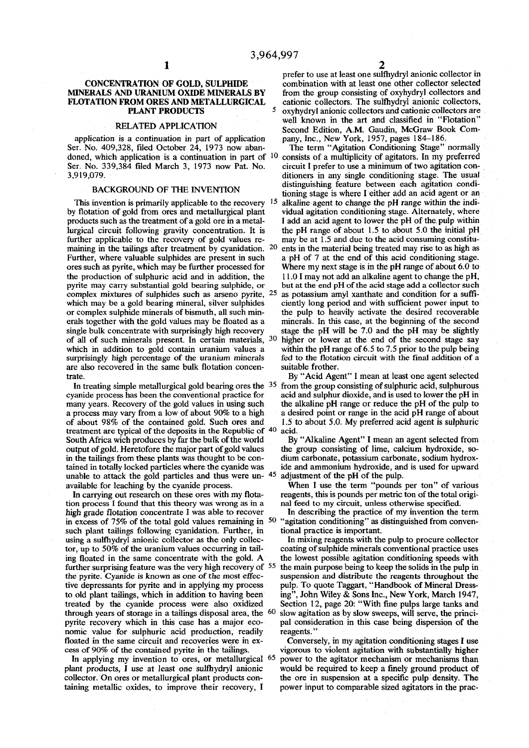# CONCENTRATION OF GOLD, SULPHIDE MINERALS AND URANIUM OXIDE MINERALS BY FLOTATION FROM ORES AND METALLURGICAL PLANT PRODUCTS

## RELATED APPLICATION

application is a continuation in part of application Ser. No. 409,328, filed October 24, 1973 now abandoned, which application is a continuation in part of Ser. No. 339,384 filed March 3, 1973 now Pat. No. 3,919,079.

## BACKGROUND OF THE INVENTION

This invention is primarily applicable to the recovery by flotation of gold from ores and metallurgical plant products such as the treatment of a gold ore in a metallurgical circuit following gravity concentration. It is further applicable to the recovery of gold values remaining in the tailings after treatment by cyanidation. Further, where valuable sulphides are present in such ores such as pyrite, which may be further processed for the production of sulphuric acid and in addition, the pyrite may carry substantial gold bearing sulphide, or complex mixtures of sulphides such as arseno pyrite, which may be a gold bearing mineral, silver sulphides or complex sulphide minerals of bismuth, all such minerals together with the gold values may be floated as a single bulk concentrate with surprisingly high recovery of all of such minerals present. In certain materials, which in addition to gold contain uranium values a surprisingly high percentage of the uranium minerals are also recovered in the same bulk flotation concentrate.

In treating simple metallurgical gold bearing ores the cyanide process has been the conventional practice for many years. Recovery of the gold values in using such a process may vary from a low of about 90% to a high of about 98% of the contained gold. Such ores and treatment are typical of the deposits in the Republic of South Africa wich produces by far the bulk of the world output of gold. Heretofore the major part of gold values in the tailings from these plants was thought to be contained in totally locked particles where the cyanide was unable to attack the gold particles and thus were unavailable for leaching by the cyanide process.

In carrying out research on these ores with my flotation process I found that this theory was wrong as in a high grade flotation concentrate I was able to recover in excess of 75% of the total gold values remaining in such plant tailings following cyanidation. Further, in using a sulfhydryl anionic collector as the only collector, up to 50% of the uranium values occurring in tailing floated in the same concentrate with the gold. A further surprising feature was the very high recovery of the pyrite. Cyanide is known as one of the most effective depressants for pyrite and in applying my process to old plant tailings, which in addition to having been treated by the cyanide process were also oxidized through years of storage in a tailings disposal area, the pyrite recovery which in this case has a major economic value for sulphuric acid production, readily floated in the same circuit and recoveries were in excess of 90% of the contained pyrite in the tailings.

In applying my invention to ores, or metallurgical plant products, I use at least one sulfhydryl anionic collector. On ores or metallurgical plant products containing metallic oxides, to improve their recovery, I prefer to use at least one sulfhydryl anionic collector in combination with at least one other collector selected from the group consisting of oxyhydryl collectors and cationic collectors. The sulfhydryl anionic collectors, oxyhydryl anionic collectors and cationic collectors are well known in the art and classified in "Flotation" Second Edition, A.M. Gaudin, McGraw Book Company, Inc., New York, 1957, pages 184–186.

The term "Agitation Conditioning Stage" normally consists of a multiplicity of agitators. In my preferred circuit I prefer to use a minimum of two agitation conditioners in any single conditioning stage. The usual distinguishing feature between each agitation conditioning stage is where I either add an acid agent or an alkaline agent to change the pH range within the individual agitation conditioning stage. Alternately, where I add an acid agent to lower the pH of the pulp within the pH range of about 1.5 to about 5.0 the initial pH may be at 1.5 and due to the acid consuming constituents in the material being treated may rise to as high as a pH of 7 at the end of this acid conditioning stage. Where my next stage is in the pH range of about 6.0 to 11.0 I may not add an alkaline agent to change the pH, but at the end pH of the acid stage add a collector such as potassium amyl xanthate and condition for a sufficiently long period and with sufficient power input to the pulp to heavily activate the desired recoverable minerals. In this case, at the beginning of the second stage the pH will be 7.0 and the pH may be slightly higher or lower at the end of the second stage say within the pH range of 6.5 to 7.5 prior to the pulp being fed to the flotation circuit with the final addition of a suitable frother.

By "Acid Agent" I mean at least one agent selected from the group consisting of sulphuric acid, sulphurous acid and sulphur dioxide, and is used to lower the pH in the alkaline pH range or reduce the pH of the pulp to a desired point or range in the acid pH range of about 1.5 to about 5.0. My preferred acid agent is sulphuric acid.

By "Alkaline Agent" I mean an agent selected from the group consisting of lime, calcium hydroxide, sodium carbonate, potassium carbonate, sodium hydroxide and ammonium hydroxide, and is used for upward adjustment of the pH of the pulp.

When I use the term "pounds per ton" of various reagents, this is pounds per metric ton of the total original feed to my circuit, unless otherwise specified.

In describing the practice of my invention the term "agitation conditioning" as distinguished from conventional practice is important.

In mixing reagents with the pulp to procure collector coating of sulphide minerals conventional practice uses the lowest possible agitation conditioning speeds with the main purpose being to keep the solids in the pulp in suspension and distribute the reagents throughout the pulp. To quote Taggart, "Handbook of Mineral Dressing", John Wiley & Sons Inc., New York, March 1947, Section 12, page 20: "With fine pulps large tanks and slow agitation as by slow sweeps, will serve, the principal consideration in this case being dispersion of the reagents."

Conversely, in my agitation conditioning stages I use vigorous to violent agitation with substantially higher power to the agitator mechanism or mechanisms than would be required to keep a finely ground product of the ore in suspension at a specific pulp density. The power input to comparable sized agitators in the prac-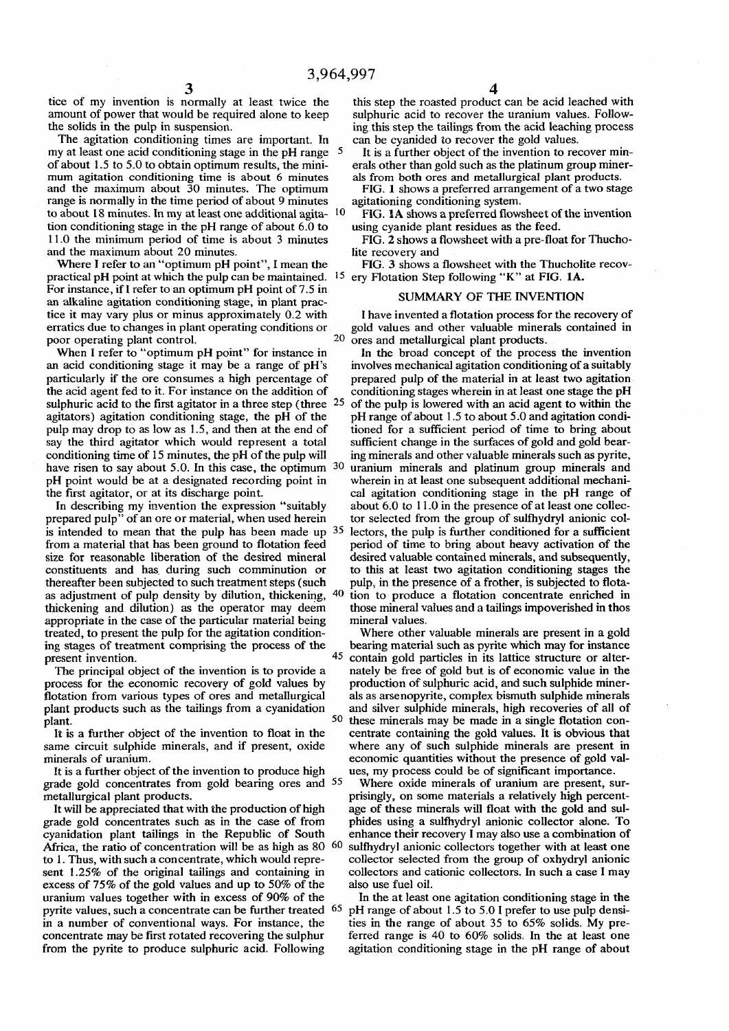tice of my invention is normally at least twice the amount of power that would be required alone to keep the solids in the pulp in suspension.

The agitation conditioning times are important. In my at least one acid conditioning stage in the pH range of about 1.5 to 5.0 to obtain optimum results, the minimum agitation conditioning time is about 6 minutes and the maximum about 30 minutes. The optimum range is normally in the time period of about 9 minutes to about 18 minutes. In my at least one additional agitation conditioning stage in the pH range of about 6.0 to 11.0 the minimum period of time is about 3 minutes and the maximum about 20 minutes.

Where I refer to an "optimum pH point", I mean the practical pH point at which the pulp can be maintained. For instance, if I refer to an optimum pH point of 7.5 in an alkaline agitation conditioning stage, in plant practice it may vary plus or minus approximately 0.2 with erratics due to changes in plant operating conditions or poor operating plant control.

When I refer to "optimum pH point" for instance in an acid conditioning stage it may be a range of pH's particularly if the ore consumes a high percentage of the acid agent fed to it. For instance on the addition of sulphuric acid to the first agitator in a three step (three agitators) agitation conditioning stage, the pH of the pulp may drop to as low as 1.5, and then at the end of say the third agitator which would represent a total conditioning time of 15 minutes, the pH of the pulp will have risen to say about 5.0. In this case, the optimum pH point would be at a designated recording point in the first agitator, or at its discharge point.

In describing my invention the expression "suitably prepared pulp" of an ore or material, when used herein is intended to mean that the pulp has been made up from a material that has been ground to flotation feed size for reasonable liberation of the desired mineral constituents and has during such comminution or thereafter been subjected to such treatment steps (such as adjustment of pulp density by dilution, thickening, thickening and dilution) as the operator may deem appropriate in the case of the particular material being treated, to present the pulp for the agitation conditioning stages of treatment comprising the process of the present invention.

The principal object of the invention is to provide a process for the economic recovery of gold values by flotation from various types of ores and metallurgical plant products such as the tailings from a cyanidation plant.

It is a further object of the invention to float in the same circuit sulphide minerals, and if present, oxide minerals of uranium.

It is a further object of the invention to produce high grade gold concentrates from gold bearing ores and metallurgical plant products.

It will be appreciated that with the production of high grade gold concentrates such as in the case of from cyanidation plant tailings in the Republic of South Africa, the ratio of concentration will be as high as 80 to 1. Thus, with such a concentrate, which would represent 1.25% of the original tailings and containing in excess of 75% of the gold values and up to 50% of the uranium values together with in excess of 90% of the pyrite values, such a concentrate can be further treated in a number of conventional ways. For instance, the concentrate may be first rotated recovering the sulphur from the pyrite to produce sulphuric acid. Following this step the roasted product can be acid leached with sulphuric acid to recover the uranium values. Following this step the tailings from the acid leaching process can be cyanided to recover the gold values.

It is a further object of the invention to recover minerals other than gold such as the platinum group minerals from both ores and metallurgical plant products.

FIG. 1 shows a preferred arrangement of a two stage agitationing conditioning system.

FIG. 1A shows a preferred flowsheet of the invention using cyanide plant residues as the feed.

FIG. 2 shows a flowsheet with a pre-float for Thucholite recovery and

FIG. 3 shows a flowsheet with the Thucholite recovery Flotation Step following "K" at FIG. 1A.

## SUMMARY OF THE INVENTION

I have invented a flotation process for the recovery of gold values and other valuable minerals contained in ores and metallurgical plant products.

In the broad concept of the process the invention involves mechanical agitation conditioning of a suitably prepared pulp of the material in at least two agitation conditioning stages wherein in at least one stage the pH of the pulp is lowered with an acid agent to within the pH range of about 1.5 to about 5.0 and agitation conditioned for a sufficient period of time to bring about sufficient change in the surfaces of gold and gold bearing minerals and other valuable minerals such as pyrite, uranium minerals and platinum group minerals and wherein in at least one subsequent additional mechanical agitation conditioning stage in the pH range of about 6.0 to 11.0 in the presence of at least one collector selected from the group of sulfhydryl anionic collectors, the pulp is further conditioned for a sufficient period of time to bring about heavy activation of the desired valuable contained minerals, and subsequently, to this at least two agitation conditioning stages the pulp, in the presence of a frother, is subjected to flotation to produce a flotation concentrate enriched in those mineral values and a tailings impoverished in thos mineral values.

Where other valuable minerals are present in a gold bearing material such as pyrite which may for instance contain gold particles in its lattice structure or alternately be free of gold but is of economic value in the production of sulphuric acid, and such sulphide minerals as arsenopyrite, complex bismuth sulphide minerals and silver sulphide minerals, high recoveries of all of these minerals may be made in a single flotation concentrate containing the gold values. It is obvious that where any of such sulphide minerals are present in economic quantities without the presence of gold values, my process could be of significant importance.

Where oxide minerals of uranium are present, surprisingly, on some materials a relatively high percentage of these minerals will float with the gold and sulphides using a sulfhydryl anionic collector alone. To enhance their recovery I may also use a combination of sulfhydryl anionic collectors together with at least one collector selected from the group of oxhydryl anionic collectors and cationic collectors. In such a case I may also use fuel oil.

In the at least one agitation conditioning stage in the pH range of about 1.5 to 5.0 I prefer to use pulp densities in the range of about 35 to 65% solids. My preferred range is 40 to 60% solids. In the at least one agitation conditioning stage in the pH range of about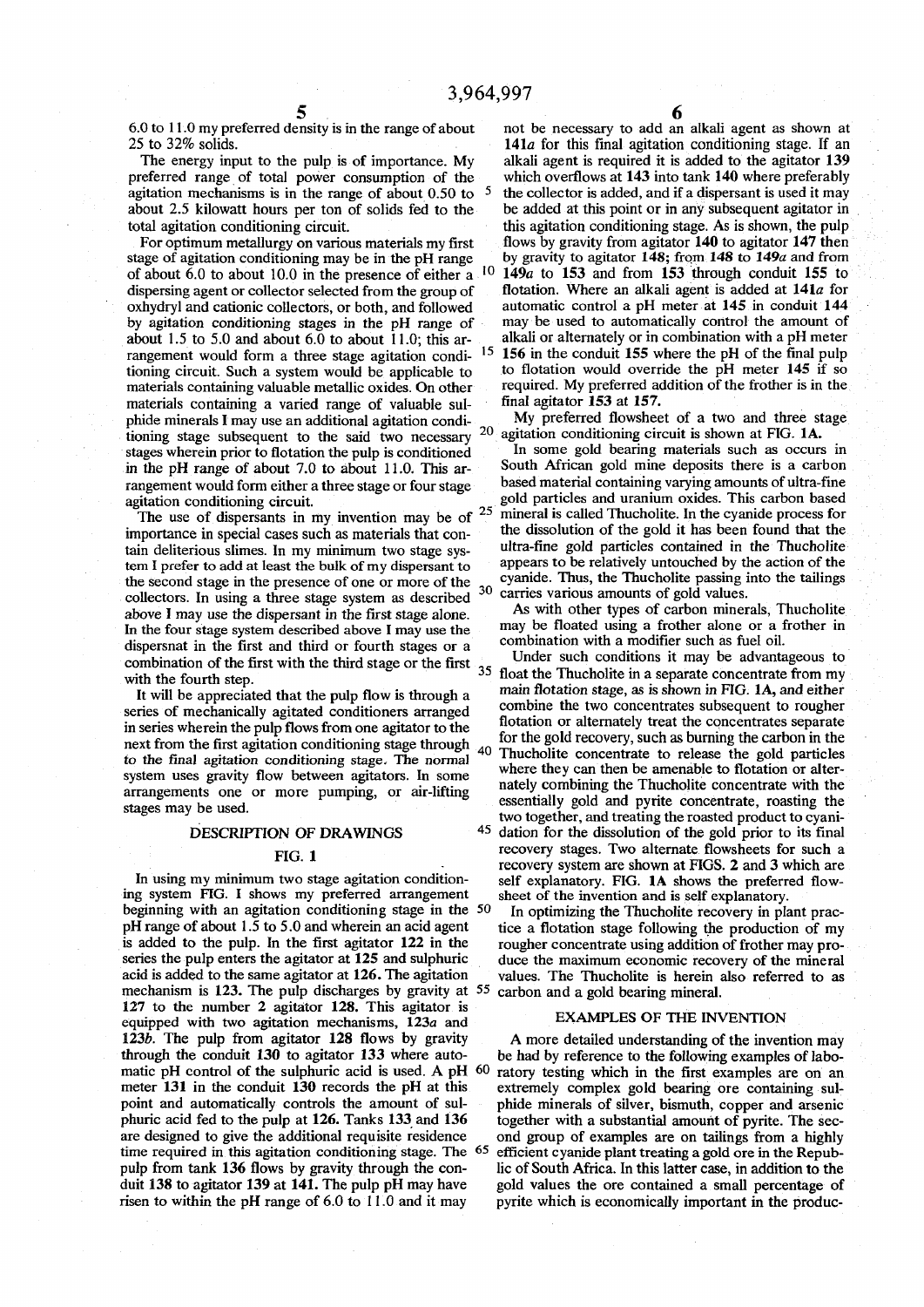6.0 to 11.0 my preferred density is in the range of about 25 to 32% solids.

The energy input to the pulp is of importance. My preferred range of total power consumption of the agitation mechanisms is in the range of about 0.50 to about 2.5 kilowatt hours per ton of solids fed to the total agitation conditioning circuit.

For optimum metallurgy on various materials my first stage of agitation conditioning may be in the pH range of about 6.0 to about 10.0 in the presence of either a dispersing agent or collector selected from the group of oxhydryl and cationic collectors, or both, and followed by agitation conditioning stages in the pH range of about 1.5 to 5.0 and about 6.0 to about 11.0; this arrangement would form a three stage agitation conditioning circuit. Such a system would be applicable to materials containing valuable metallic oxides. On other materials containing a varied range of valuable sulphide minerals I may use an additional agitation conditioning stage subsequent to the said two necessary stages wherein prior to flotation the pulp is conditioned in the pH range of about 7.0 to about 11.0. This arrangement would form either a three stage or four stage agitation conditioning circuit.

The use of dispersants in my invention may be of importance in special cases such as materials that contain deliterious slimes. In my minimum two stage system I prefer to add at least the bulk of my dispersant to the second stage in the presence of one or more of the collectors. In using a three stage system as described above I may use the dispersant in the first stage alone. In the four stage system described above I may use the dispersnat in the first and third or fourth stages or a combination of the first with the third stage or the first with the fourth step.

It will be appreciated that the pulp flow is through a series of mechanically agitated conditioners arranged in series wherein the pulp flows from one agitator to the next from the first agitation conditioning stage through to the final agitation conditioning stage. The normal system uses gravity flow between agitators. In some arrangements one or more pumping, or air-lifting stages may be used.

## DESCRIPTION OF DRAWINGS

### FIG. 1

In using my minimum two stage agitation conditioning system FIG. 1 shows my preferred arrangement beginning with an agitation conditioning stage in the pH range of about 1.5 to 5.0 and wherein an acid agent is added to the pulp. In the first agitator **122** in the series the pulp enters the agitator at **125** and sulphuric acid is added to the same agitator at **126**. The agitation mechanism is **123**. The pulp discharges by gravity at **127** to the number 2 agitator **128**. This agitator is equipped with two agitation mechanisms, **123*a*** and **123*b***. The pulp from agitator **128** flows by gravity through the conduit **130** to agitator **133** where automatic pH control of the sulphuric acid is used. A pH meter **131** in the conduit **130** records the pH at this point and automatically controls the amount of sulphuric acid fed to the pulp at **126**. Tanks **133** and **136** are designed to give the additional requisite residence time required in this agitation conditioning stage. The pulp from tank **136** flows by gravity through the conduit **138** to agitator **139** at **141**. The pulp pH may have risen to within the pH range of 6.0 to 11.0 and it may not be necessary to add an alkali agent as shown at **141*a*** for this final agitation conditioning stage. If an alkali agent is required it is added to the agitator **139** which overflows at **143** into tank **140** where preferably the collector is added, and if a dispersant is used it may be added at this point or in any subsequent agitator in this agitation conditioning stage. As is shown, the pulp flows by gravity from agitator **140** to agitator **147** then by gravity to agitator **148**; from **148** to **149*a*** and from **149*a*** to **153** and from **153** through conduit **155** to flotation. Where an alkali agent is added at **141*a*** for automatic control a pH meter at **145** in conduit **144** may be used to automatically control the amount of alkali or alternately or in combination with a pH meter **156** in the conduit **155** where the pH of the final pulp to flotation would override the pH meter **145** if so required. My preferred addition of the frother is in the final agitator **153** at **157**.

My preferred flowsheet of a two and three stage agitation conditioning circuit is shown at FIG. **1A**.

In some gold bearing materials such as occurs in South African gold mine deposits there is a carbon based material containing varying amounts of ultra-fine gold particles and uranium oxides. This carbon based mineral is called Thucholite. In the cyanide process for the dissolution of the gold it has been found that the ultra-fine gold particles contained in the Thucholite appears to be relatively untouched by the action of the cyanide. Thus, the Thucholite passing into the tailings carries various amounts of gold values.

As with other types of carbon minerals, Thucholite may be floated using a frother alone or a frother in combination with a modifier such as fuel oil.

Under such conditions it may be advantageous to float the Thucholite in a separate concentrate from my main flotation stage, as is shown in FIG. **1A**, and either combine the two concentrates subsequent to rougher flotation or alternately treat the concentrates separate for the gold recovery, such as burning the carbon in the Thucholite concentrate to release the gold particles where they can then be amenable to flotation or alternately combining the Thucholite concentrate with the essentially gold and pyrite concentrate, roasting the two together, and treating the roasted product to cyanidation for the dissolution of the gold prior to its final recovery stages. Two alternate flowsheets for such a recovery system are shown at FIGS. **2** and **3** which are self explanatory. FIG. **1A** shows the preferred flowsheet of the invention and is self explanatory.

In optimizing the Thucholite recovery in plant practice a flotation stage following the production of my rougher concentrate using addition of frother may produce the maximum economic recovery of the mineral values. The Thucholite is herein also referred to as carbon and a gold bearing mineral.

## EXAMPLES OF THE INVENTION

A more detailed understanding of the invention may be had by reference to the following examples of laboratory testing which in the first examples are on an extremely complex gold bearing ore containing sulphide minerals of silver, bismuth, copper and arsenic together with a substantial amount of pyrite. The second group of examples are on tailings from a highly efficient cyanide plant treating a gold ore in the Republic of South Africa. In this latter case, in addition to the gold values the ore contained a small percentage of pyrite which is economically important in the produc-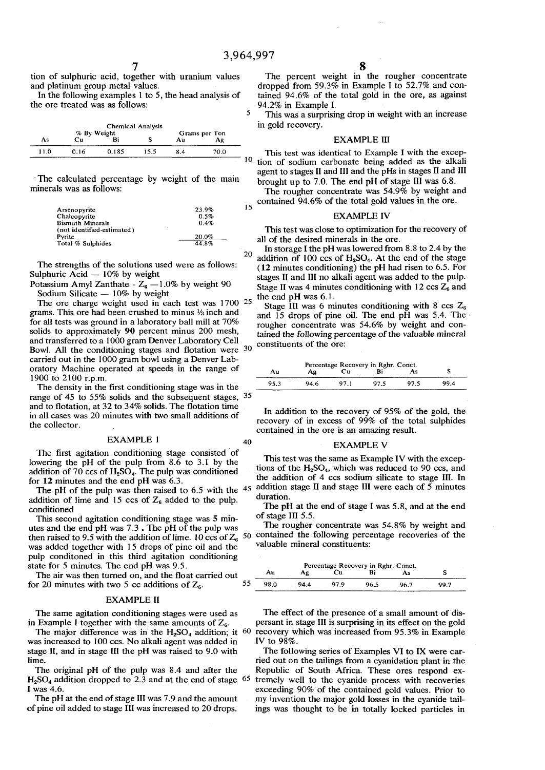tion of sulphuric acid, together with uranium values and platinum group metal values.

In the following examples 1 to 5, the head analysis of the ore treated was as follows:

| Chemical Analysis | | | | | |
|---|---|---|---|---|---|
| % By Weight | | | | Grams per Ton | |
| As | Cu | Bi | S | Au | Ag |
| 11.0 | 0.16 | 0.185 | 15.5 | 8.4 | 70.0 |

The calculated percentage by weight of the main minerals was as follows:

| | |
|---|---|
| Arsenopyrite | 23.9% |
| Chalcopyrite | 0.5% |
| Bismuth Minerals (not identified-estimated) | 0.4% |
| Pyrite | 20.0% |
| Total % Sulphides | 44.8% |

The strengths of the solutions used were as follows:
Sulphuric Acid — 10% by weight
Potassium Amyl Zanthate - $Z_6$ —1.0% by weight 90
Sodium Silicate — 10% by weight

The ore charge weight used in each test was 1700 grams. This ore had been crushed to minus ½ inch and for all tests was ground in a laboratory ball mill at 70% solids to approximately **90** percent minus 200 mesh, and transferred to a 1000 gram Denver Laboratory Cell Bowl. All the conditioning stages and flotation were carried out in the 1000 gram bowl using a Denver Laboratory Machine operated at speeds in the range of 1900 to 2100 r.p.m.

The density in the first conditioning stage was in the range of 45 to 55% solids and the subsequent stages, and to flotation, at 32 to 34% solids. The flotation time in all cases was 20 minutes with two small additions of the collector.

## EXAMPLE 1

The first agitation conditioning stage consisted of lowering the pH of the pulp from 8.6 to 3.1 by the addition of 70 ccs of $H_2SO_4$. The pulp was conditioned for **12** minutes and the end pH was 6.3.

The pH of the pulp was then raised to 6.5 with the addition of lime and 15 ccs of $Z_6$ added to the pulp. conditioned

This second agitation conditioning stage was 5 minutes and the end pH was 7.3 . The pH of the pulp was then raised to 9.5 with the addition of lime. 10 ccs of $Z_6$ was added together with 15 drops of pine oil and the pulp conditoned in this third agitation conditioning state for 5 minutes. The end pH was 9.5.

The air was then turned on, and the float carried out for 20 minutes with two 5 cc additions of $Z_6$.

## EXAMPLE II

The same agitation conditioning stages were used as in Example I together with the same amounts of $Z_6$.

The major difference was in the $H_2SO_4$ addition; it was increased to 100 ccs. No alkali agent was added in stage II, and in stage III the pH was raised to 9.0 with lime.

The original pH of the pulp was 8.4 and after the $H_2SO_4$ addition dropped to 2.3 and at the end of stage I was 4.6.

The pH at the end of stage III was 7.9 and the amount of pine oil added to stage III was increased to 20 drops.

The percent weight in the rougher concentrate dropped from 59.3% in Example I to 52.7% and contained 94.6% of the total gold in the ore, as against 94.2% in Example I.

This was a surprising drop in weight with an increase in gold recovery.

## EXAMPLE III

This test was identical to Example I with the exception of sodium carbonate being added as the alkali agent to stages II and III and the pHs in stages II and III brought up to 7.0. The end pH of stage III was 6.8.

The rougher concentrate was 54.9% by weight and contained 94.6% of the total gold values in the ore.

## EXAMPLE IV

This test was close to optimization for the recovery of all of the desired minerals in the ore.

In storage I the pH was lowered from 8.8 to 2.4 by the addition of 100 ccs of $H_2SO_4$. At the end of the stage (**12** minutes conditioning) the pH had risen to 6.5. For stages II and III no alkali agent was added to the pulp. Stage II was 4 minutes conditioning with 12 ccs $Z_6$ and the end pH was 6.1.

Stage III was 6 minutes conditioning with 8 ccs $Z_6$ and 15 drops of pine oil. The end pH was 5.4. The rougher concentrate was 54.6% by weight and contained the following percentage of the valuable mineral constituents of the ore:

| Percentage Recovery in Rghr. Conct. | | | | | |
|---|---|---|---|---|---|
| Au | Ag | Cu | Bi | As | S |
| 95.3 | 94.6 | 97.1 | 97.5 | 97.5 | 99.4 |

In addition to the recovery of 95% of the gold, the recovery of in excess of 99% of the total sulphides contained in the ore is an amazing result.

## EXAMPLE V

This test was the same as Example IV with the exceptions of the $H_2SO_4$, which was reduced to 90 ccs, and the addition of 4 ccs sodium silicate to stage III. In addition stage II and stage III were each of 5 minutes duration.

The pH at the end of stage I was 5.8, and at the end of stage III 5.5.

The rougher concentrate was 54.8% by weight and contained the following percentage recoveries of the valuable mineral constituents:

| Percentage Recovery in Rghr. Conct. | | | | | |
|---|---|---|---|---|---|
| Au | Ag | Cu | Bi | As | S |
| 98.0 | 94.4 | 97.9 | 96.5 | 96.7 | 99.7 |

The effect of the presence of a small amount of dispersant in stage III is surprising in its effect on the gold recovery which was increased from 95.3% in Example IV to 98%.

The following series of Examples VI to IX were carried out on the tailings from a cyanidation plant in the Republic of South Africa. These ores respond extremely well to the cyanide process with recoveries exceeding 90% of the contained gold values. Prior to my invention the major gold losses in the cyanide tailings was thought to be in totally locked particles in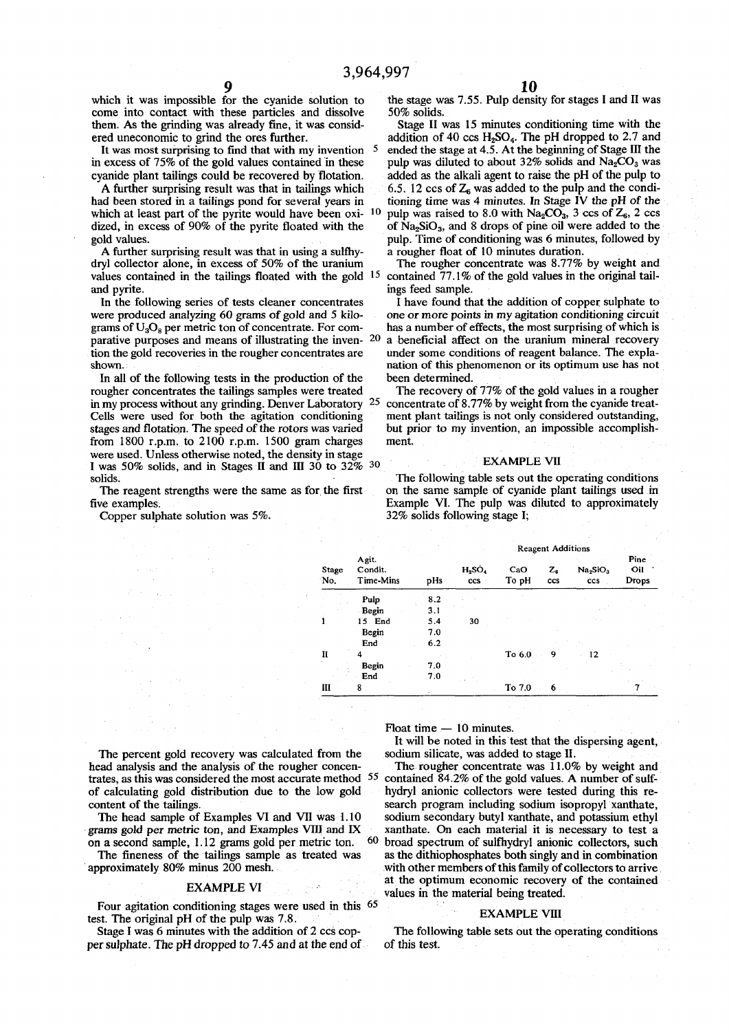which it was impossible for the cyanide solution to come into contact with these particles and dissolve them. As the grinding was already fine, it was considered uneconomic to grind the ores further.

It was most surprising to find that with my invention in excess of 75% of the gold values contained in these cyanide plant tailings could be recovered by flotation.

A further surprising result was that in tailings which had been stored in a tailings pond for several years in which at least part of the pyrite would have been oxidized, in excess of 90% of the pyrite floated with the gold values.

A further surprising result was that in using a sulfhydryl collector alone, in excess of 50% of the uranium values contained in the tailings floated with the gold and pyrite.

In the following series of tests cleaner concentrates were produced analyzing 60 grams of gold and 5 kilograms of $U_3O_8$ per metric ton of concentrate. For comparative purposes and means of illustrating the invention the gold recoveries in the rougher concentrates are shown.

In all of the following tests in the production of the rougher concentrates the tailings samples were treated in my process without any grinding. Denver Laboratory Cells were used for both the agitation conditioning stages and flotation. The speed of the rotors was varied from 1800 r.p.m. to 2100 r.p.m. 1500 gram charges were used. Unless otherwise noted, the density in stage I was 50% solids, and in Stages II and III 30 to 32% solids.

The reagent strengths were the same as for the first five examples.

Copper sulphate solution was 5%.

The percent gold recovery was calculated from the head analysis and the analysis of the rougher concentrates, as this was considered the most accurate method of calculating gold distribution due to the low gold content of the tailings.

The head sample of Examples VI and VII was 1.10 grams gold per metric ton, and Examples VIII and IX on a second sample, 1.12 grams gold per metric ton.

The fineness of the tailings sample as treated was approximately 80% minus 200 mesh.

## EXAMPLE VI

Four agitation conditioning stages were used in this test. The original pH of the pulp was 7.8.

Stage I was 6 minutes with the addition of 2 ccs copper sulphate. The pH dropped to 7.45 and at the end of the stage was 7.55. Pulp density for stages I and II was 50% solids.

Stage II was 15 minutes conditioning time with the addition of 40 ccs $H_2SO_4$. The pH dropped to 2.7 and ended the stage at 4.5. At the beginning of Stage III the pulp was diluted to about 32% solids and $Na_2CO_3$ was added as the alkali agent to raise the pH of the pulp to 6.5. 12 ccs of $Z_6$ was added to the pulp and the conditioning time was 4 minutes. In Stage IV the pH of the pulp was raised to 8.0 with $Na_2CO_3$, 3 ccs of $Z_6$, 2 ccs of $Na_2SiO_3$, and 8 drops of pine oil were added to the pulp. Time of conditioning was 6 minutes, followed by a rougher float of 10 minutes duration.

The rougher concentrate was 8.77% by weight and contained 77.1% of the gold values in the original tailings feed sample.

I have found that the addition of copper sulphate to one or more points in my agitation conditioning circuit has a number of effects, the most surprising of which is a beneficial affect on the uranium mineral recovery under some conditions of reagent balance. The explanation of this phenomenon or its optimum use has not been determined.

The recovery of 77% of the gold values in a rougher concentrate of 8.77% by weight from the cyanide treatment plant tailings is not only considered outstanding, but prior to my invention, an impossible accomplishment.

## EXAMPLE VII

The following table sets out the operating conditions on the same sample of cyanide plant tailings used in Example VI. The pulp was diluted to approximately 32% solids following stage I;

| Stage No. | Agit. Condit. Time-Mins | pHs | Reagent Additions $H_2SO_4$ ccs | CaO To pH | $Z_6$ ccs | $Na_2SiO_3$ ccs | Pine Oil Drops |
|---|---|---|---|---|---|---|---|
| | Pulp | 8.2 | | | | | |
| | Begin | 3.1 | | | | | |
| I | 15 End | 5.4 | 30 | | | | |
| | Begin | 7.0 | | | | | |
| | End | 6.2 | | | | | |
| II | 4 | | | To 6.0 | 9 | 12 | |
| | Begin | 7.0 | | | | | |
| | End | 7.0 | | | | | |
| III | 8 | | | To 7.0 | 6 | | 7 |

Float time — 10 minutes.

It will be noted in this test that the dispersing agent, sodium silicate, was added to stage II.

The rougher concentrate was 11.0% by weight and contained 84.2% of the gold values. A number of sulfhydryl anionic collectors were tested during this research program including sodium isopropyl xanthate, sodium secondary butyl xanthate, and potassium ethyl xanthate. On each material it is necessary to test a broad spectrum of sulfhydryl anionic collectors, such as the dithiophosphates both singly and in combination with other members of this family of collectors to arrive at the optimum economic recovery of the contained values in the material being treated.

## EXAMPLE VIII

The following table sets out the operating conditions of this test.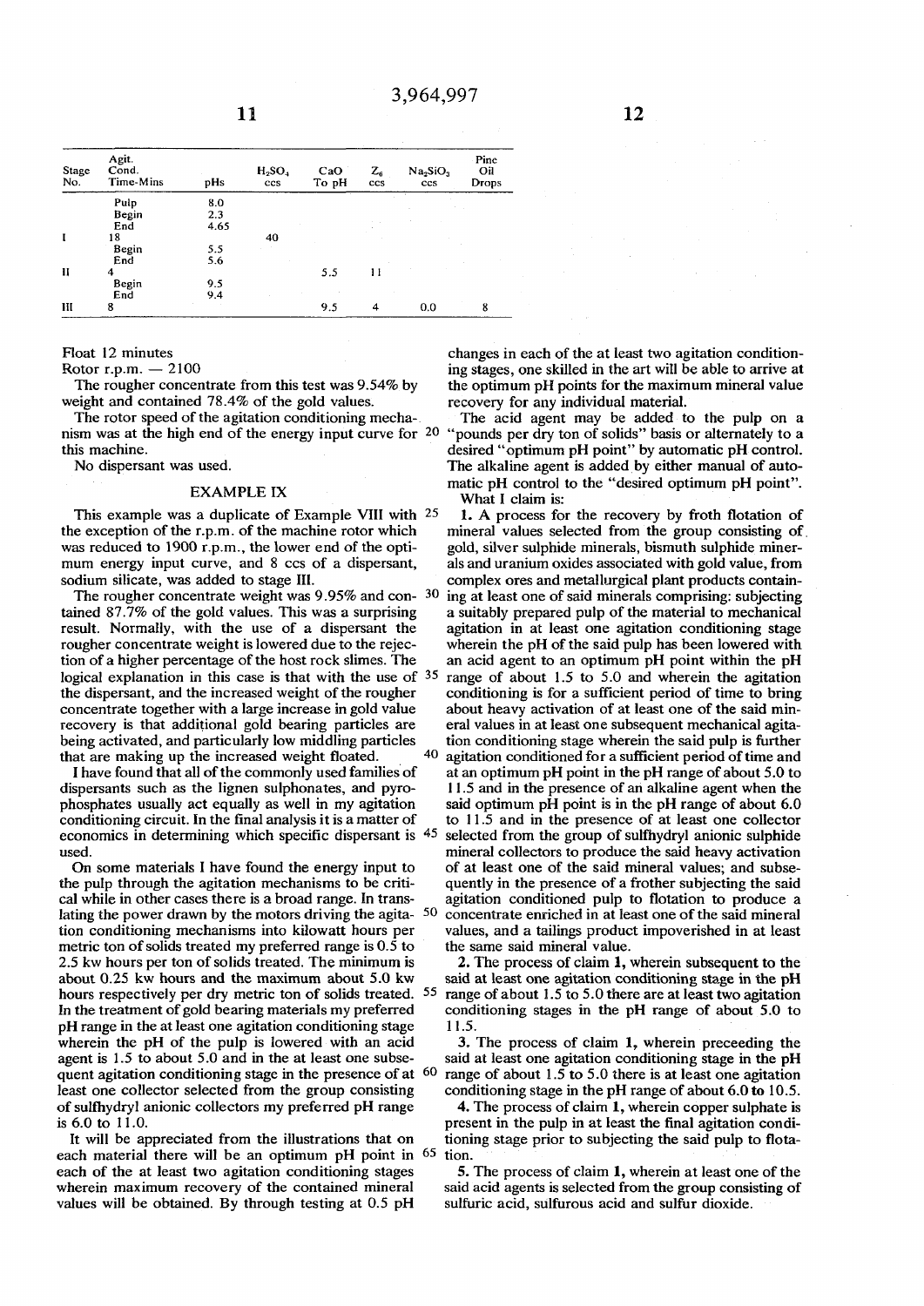| Stage No. | Agit. Cond. Time-Mins | pHs | $H_2SO_4$ ccs | CaO To pH | $Z_6$ ccs | $Na_2SiO_3$ ccs | Pine Oil Drops |
|---|---|---|---|---|---|---|---|
| | Pulp | 8.0 | | | | | |
| | Begin | 2.3 | | | | | |
| | End | 4.65 | | | | | |
| I | 18 | | 40 | | | | |
| | Begin | 5.5 | | | | | |
| | End | 5.6 | | | | | |
| II | 4 | | | 5.5 | 11 | | |
| | Begin | 9.5 | | | | | |
| | End | 9.4 | | | | | |
| III | 8 | | | 9.5 | 4 | 0.0 | 8 |

Float 12 minutes

Rotor r.p.m. — 2100

The rougher concentrate from this test was 9.54% by weight and contained 78.4% of the gold values.

The rotor speed of the agitation conditioning mechanism was at the high end of the energy input curve for this machine.

No dispersant was used.

## EXAMPLE IX

This example was a duplicate of Example VIII with the exception of the r.p.m. of the machine rotor which was reduced to 1900 r.p.m., the lower end of the optimum energy input curve, and 8 ccs of a dispersant, sodium silicate, was added to stage III.

The rougher concentrate weight was 9.95% and contained 87.7% of the gold values. This was a surprising result. Normally, with the use of a dispersant the rougher concentrate weight is lowered due to the rejection of a higher percentage of the host rock slimes. The logical explanation in this case is that with the use of the dispersant, and the increased weight of the rougher concentrate together with a large increase in gold value recovery is that additional gold bearing particles are being activated, and particularly low middling particles that are making up the increased weight floated.

I have found that all of the commonly used families of dispersants such as the lignen sulphonates, and pyrophosphates usually act equally as well in my agitation conditioning circuit. In the final analysis it is a matter of economics in determining which specific dispersant is used.

On some materials I have found the energy input to the pulp through the agitation mechanisms to be critical while in other cases there is a broad range. In translating the power drawn by the motors driving the agitation conditioning mechanisms into kilowatt hours per metric ton of solids treated my preferred range is 0.5 to 2.5 kw hours per ton of solids treated. The minimum is about 0.25 kw hours and the maximum about 5.0 kw hours respectively per dry metric ton of solids treated. In the treatment of gold bearing materials my preferred pH range in the at least one agitation conditioning stage wherein the pH of the pulp is lowered with an acid agent is 1.5 to about 5.0 and in the at least one subsequent agitation conditioning stage in the presence of at least one collector selected from the group consisting of sulfhydryl anionic collectors my preferred pH range is 6.0 to 11.0.

It will be appreciated from the illustrations that on each material there will be an optimum pH point in each of the at least two agitation conditioning stages wherein maximum recovery of the contained mineral values will be obtained. By through testing at 0.5 pH changes in each of the at least two agitation conditioning stages, one skilled in the art will be able to arrive at the optimum pH points for the maximum mineral value recovery for any individual material.

The acid agent may be added to the pulp on a "pounds per dry ton of solids" basis or alternately to a desired "optimum pH point" by automatic pH control. The alkaline agent is added by either manual of automatic pH control to the "desired optimum pH point".

What I claim is:

**1.** A process for the recovery by froth flotation of mineral values selected from the group consisting of gold, silver sulphide minerals, bismuth sulphide minerals and uranium oxides associated with gold value, from complex ores and metallurgical plant products containing at least one of said minerals comprising: subjecting a suitably prepared pulp of the material to mechanical agitation in at least one agitation conditioning stage wherein the pH of the said pulp has been lowered with an acid agent to an optimum pH point within the pH range of about 1.5 to 5.0 and wherein the agitation conditioning is for a sufficient period of time to bring about heavy activation of at least one of the said mineral values in at least one subsequent mechanical agitation conditioning stage wherein the said pulp is further agitation conditioned for a sufficient period of time and at an optimum pH point in the pH range of about 5.0 to 11.5 and in the presence of an alkaline agent when the said optimum pH point is in the pH range of about 6.0 to 11.5 and in the presence of at least one collector selected from the group of sulfhydryl anionic sulphide mineral collectors to produce the said heavy activation of at least one of the said mineral values; and subsequently in the presence of a frother subjecting the said agitation conditioned pulp to flotation to produce a concentrate enriched in at least one of the said mineral values, and a tailings product impoverished in at least the same said mineral value.

**2.** The process of claim **1**, wherein subsequent to the said at least one agitation conditioning stage in the pH range of about 1.5 to 5.0 there are at least two agitation conditioning stages in the pH range of about 5.0 to 11.5.

**3.** The process of claim **1**, wherein preceeding the said at least one agitation conditioning stage in the pH range of about 1.5 to 5.0 there is at least one agitation conditioning stage in the pH range of about 6.0 to 10.5.

**4.** The process of claim **1**, wherein copper sulphate is present in the pulp in at least the final agitation conditioning stage prior to subjecting the said pulp to flotation.

**5.** The process of claim **1**, wherein at least one of the said acid agents is selected from the group consisting of sulfuric acid, sulfurous acid and sulfur dioxide.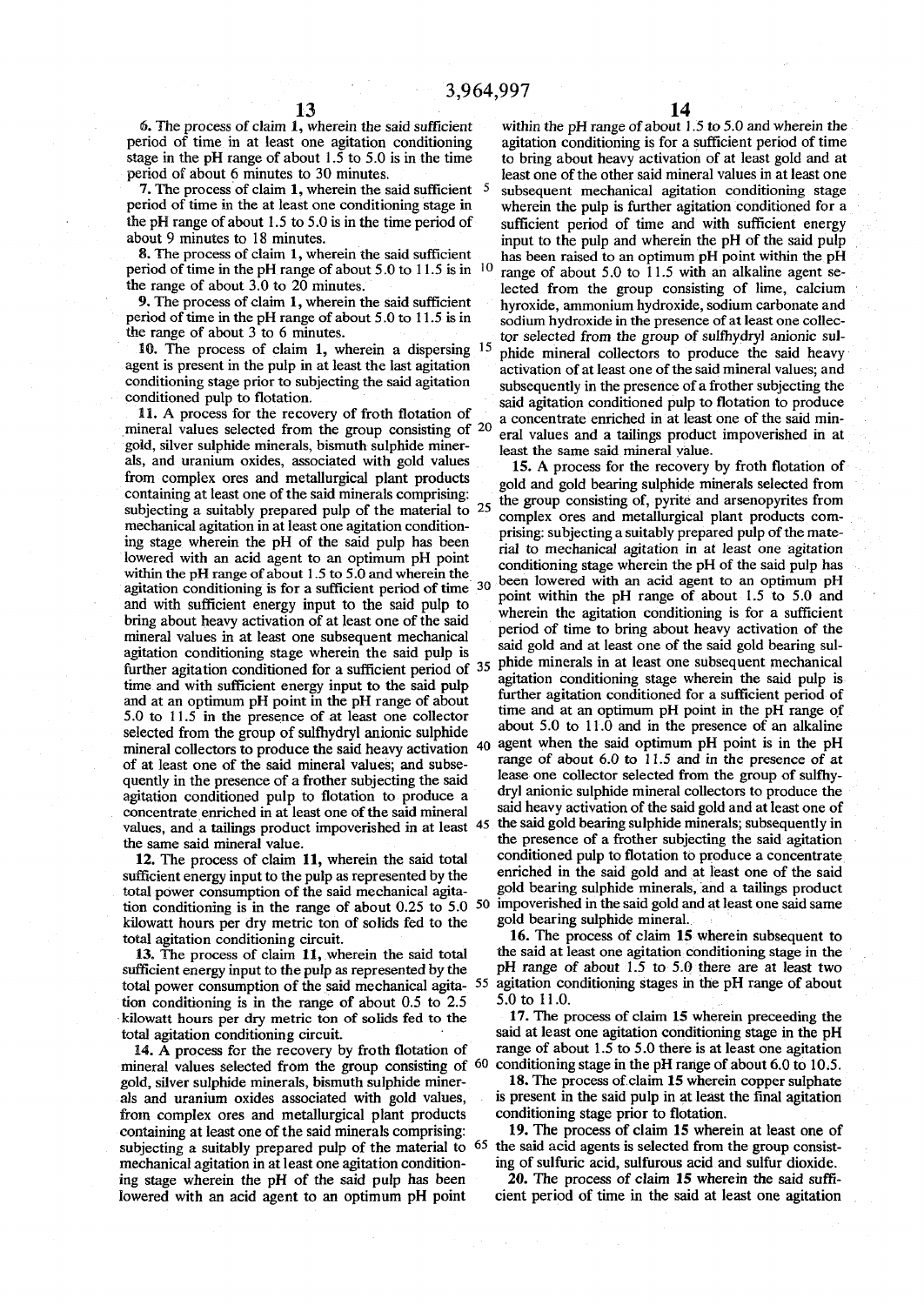6. The process of claim 1, wherein the said sufficient period of time in at least one agitation conditioning stage in the pH range of about 1.5 to 5.0 is in the time period of about 6 minutes to 30 minutes.

7. The process of claim 1, wherein the said sufficient period of time in the at least one conditioning stage in the pH range of about 1.5 to 5.0 is in the time period of about 9 minutes to 18 minutes.

8. The process of claim 1, wherein the said sufficient period of time in the pH range of about 5.0 to 11.5 is in the range of about 3.0 to 20 minutes.

9. The process of claim 1, wherein the said sufficient period of time in the pH range of about 5.0 to 11.5 is in the range of about 3 to 6 minutes.

10. The process of claim 1, wherein a dispersing agent is present in the pulp in at least the last agitation conditioning stage prior to subjecting the said agitation conditioned pulp to flotation.

11. A process for the recovery of froth flotation of mineral values selected from the group consisting of gold, silver sulphide minerals, bismuth sulphide minerals, and uranium oxides, associated with gold values from complex ores and metallurgical plant products containing at least one of the said minerals comprising: subjecting a suitably prepared pulp of the material to mechanical agitation in at least one agitation conditioning stage wherein the pH of the said pulp has been lowered with an acid agent to an optimum pH point within the pH range of about 1.5 to 5.0 and wherein the agitation conditioning is for a sufficient period of time and with sufficient energy input to the said pulp to bring about heavy activation of at least one of the said mineral values in at least one subsequent mechanical agitation conditioning stage wherein the said pulp is further agitation conditioned for a sufficient period of time and with sufficient energy input to the said pulp and at an optimum pH point in the pH range of about 5.0 to 11.5 in the presence of at least one collector selected from the group of sulfhydryl anionic sulphide mineral collectors to produce the said heavy activation of at least one of the said mineral values; and subsequently in the presence of a frother subjecting the said agitation conditioned pulp to flotation to produce a concentrate enriched in at least one of the said mineral values, and a tailings product impoverished in at least the same said mineral value.

12. The process of claim 11, wherein the said total sufficient energy input to the pulp as represented by the total power consumption of the said mechanical agitation conditioning is in the range of about 0.25 to 5.0 kilowatt hours per dry metric ton of solids fed to the total agitation conditioning circuit.

13. The process of claim 11, wherein the said total sufficient energy input to the pulp as represented by the total power consumption of the said mechanical agitation conditioning is in the range of about 0.5 to 2.5 kilowatt hours per dry metric ton of solids fed to the total agitation conditioning circuit.

14. A process for the recovery by froth flotation of mineral values selected from the group consisting of gold, silver sulphide minerals, bismuth sulphide minerals and uranium oxides associated with gold values, from complex ores and metallurgical plant products containing at least one of the said minerals comprising: subjecting a suitably prepared pulp of the material to mechanical agitation in at least one agitation conditioning stage wherein the pH of the said pulp has been lowered with an acid agent to an optimum pH point within the pH range of about 1.5 to 5.0 and wherein the agitation conditioning is for a sufficient period of time to bring about heavy activation of at least gold and at least one of the other said mineral values in at least one subsequent mechanical agitation conditioning stage wherein the pulp is further agitation conditioned for a sufficient period of time and with sufficient energy input to the pulp and wherein the pH of the said pulp has been raised to an optimum pH point within the pH range of about 5.0 to 11.5 with an alkaline agent selected from the group consisting of lime, calcium hyroxide, ammonium hydroxide, sodium carbonate and sodium hydroxide in the presence of at least one collector selected from the group of sulfhydryl anionic sulphide mineral collectors to produce the said heavy activation of at least one of the said mineral values; and subsequently in the presence of a frother subjecting the said agitation conditioned pulp to flotation to produce a concentrate enriched in at least one of the said mineral values and a tailings product impoverished in at least the same said mineral value.

15. A process for the recovery by froth flotation of gold and gold bearing sulphide minerals selected from the group consisting of, pyrite and arsenopyrites from complex ores and metallurgical plant products comprising: subjecting a suitably prepared pulp of the material to mechanical agitation in at least one agitation conditioning stage wherein the pH of the said pulp has been lowered with an acid agent to an optimum pH point within the pH range of about 1.5 to 5.0 and wherein the agitation conditioning is for a sufficient period of time to bring about heavy activation of the said gold and at least one of the said gold bearing sulphide minerals in at least one subsequent mechanical agitation conditioning stage wherein the said pulp is further agitation conditioned for a sufficient period of time and at an optimum pH point in the pH range of about 5.0 to 11.0 and in the presence of an alkaline agent when the said optimum pH point is in the pH range of about 6.0 to 11.5 and in the presence of at lease one collector selected from the group of sulfhydryl anionic sulphide mineral collectors to produce the said heavy activation of the said gold and at least one of the said gold bearing sulphide minerals; subsequently in the presence of a frother subjecting the said agitation conditioned pulp to flotation to produce a concentrate enriched in the said gold and at least one of the said gold bearing sulphide minerals, and a tailings product impoverished in the said gold and at least one said same gold bearing sulphide mineral.

16. The process of claim 15 wherein subsequent to the said at least one agitation conditioning stage in the pH range of about 1.5 to 5.0 there are at least two agitation conditioning stages in the pH range of about 5.0 to 11.0.

17. The process of claim 15 wherein preceeding the said at least one agitation conditioning stage in the pH range of about 1.5 to 5.0 there is at least one agitation conditioning stage in the pH range of about 6.0 to 10.5.

18. The process of claim 15 wherein copper sulphate is present in the said pulp in at least the final agitation conditioning stage prior to flotation.

19. The process of claim 15 wherein at least one of the said acid agents is selected from the group consisting of sulfuric acid, sulfurous acid and sulfur dioxide.

20. The process of claim 15 wherein the said sufficient period of time in the said at least one agitation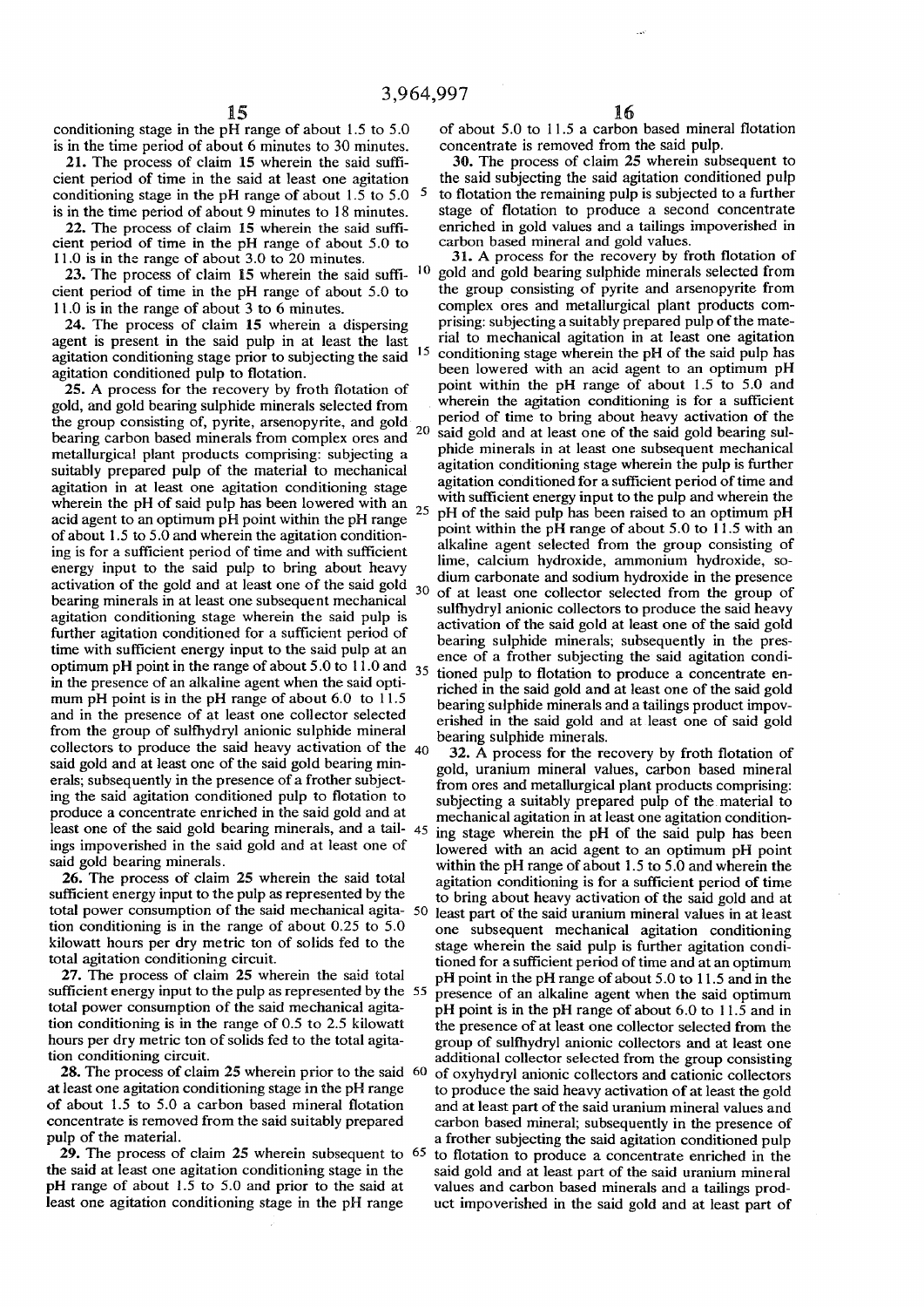conditioning stage in the pH range of about 1.5 to 5.0 is in the time period of about 6 minutes to 30 minutes.

**21.** The process of claim **15** wherein the said sufficient period of time in the said at least one agitation conditioning stage in the pH range of about 1.5 to 5.0 is in the time period of about 9 minutes to 18 minutes.

**22.** The process of claim **15** wherein the said sufficient period of time in the pH range of about 5.0 to 11.0 is in the range of about 3.0 to 20 minutes.

**23.** The process of claim **15** wherein the said sufficient period of time in the pH range of about 5.0 to 11.0 is in the range of about 3 to 6 minutes.

**24.** The process of claim **15** wherein a dispersing agent is present in the said pulp in at least the last agitation conditioning stage prior to subjecting the said agitation conditioned pulp to flotation.

**25.** A process for the recovery by froth flotation of gold, and gold bearing sulphide minerals selected from the group consisting of, pyrite, arsenopyrite, and gold bearing carbon based minerals from complex ores and metallurgical plant products comprising: subjecting a suitably prepared pulp of the material to mechanical agitation in at least one agitation conditioning stage wherein the pH of said pulp has been lowered with an acid agent to an optimum pH point within the pH range of about 1.5 to 5.0 and wherein the agitation conditioning is for a sufficient period of time and with sufficient energy input to the said pulp to bring about heavy activation of the gold and at least one of the said gold bearing minerals in at least one subsequent mechanical agitation conditioning stage wherein the said pulp is further agitation conditioned for a sufficient period of time with sufficient energy input to the said pulp at an optimum pH point in the range of about 5.0 to 11.0 and in the presence of an alkaline agent when the said optimum pH point is in the pH range of about 6.0 to 11.5 and in the presence of at least one collector selected from the group of sulfhydryl anionic sulphide mineral collectors to produce the said heavy activation of the said gold and at least one of the said gold bearing minerals; subsequently in the presence of a frother subjecting the said agitation conditioned pulp to flotation to produce a concentrate enriched in the said gold and at least one of the said gold bearing minerals, and a tailings impoverished in the said gold and at least one of said gold bearing minerals.

**26.** The process of claim **25** wherein the said total sufficient energy input to the pulp as represented by the total power consumption of the said mechanical agitation conditioning is in the range of about 0.25 to 5.0 kilowatt hours per dry metric ton of solids fed to the total agitation conditioning circuit.

**27.** The process of claim **25** wherein the said total sufficient energy input to the pulp as represented by the total power consumption of the said mechanical agitation conditioning is in the range of 0.5 to 2.5 kilowatt hours per dry metric ton of solids fed to the total agitation conditioning circuit.

**28.** The process of claim **25** wherein prior to the said at least one agitation conditioning stage in the pH range of about 1.5 to 5.0 a carbon based mineral flotation concentrate is removed from the said suitably prepared pulp of the material.

**29.** The process of claim **25** wherein subsequent to the said at least one agitation conditioning stage in the pH range of about 1.5 to 5.0 and prior to the said at least one agitation conditioning stage in the pH range of about 5.0 to 11.5 a carbon based mineral flotation concentrate is removed from the said pulp.

**30.** The process of claim **25** wherein subsequent to the said subjecting the said agitation conditioned pulp to flotation the remaining pulp is subjected to a further stage of flotation to produce a second concentrate enriched in gold values and a tailings impoverished in carbon based mineral and gold values.

**31.** A process for the recovery by froth flotation of gold and gold bearing sulphide minerals selected from the group consisting of pyrite and arsenopyrite from complex ores and metallurgical plant products comprising: subjecting a suitably prepared pulp of the material to mechanical agitation in at least one agitation conditioning stage wherein the pH of the said pulp has been lowered with an acid agent to an optimum pH point within the pH range of about 1.5 to 5.0 and wherein the agitation conditioning is for a sufficient period of time to bring about heavy activation of the said gold and at least one of the said gold bearing sulphide minerals in at least one subsequent mechanical agitation conditioning stage wherein the pulp is further agitation conditioned for a sufficient period of time and with sufficient energy input to the pulp and wherein the pH of the said pulp has been raised to an optimum pH point within the pH range of about 5.0 to 11.5 with an alkaline agent selected from the group consisting of lime, calcium hydroxide, ammonium hydroxide, sodium carbonate and sodium hydroxide in the presence of at least one collector selected from the group of sulfhydryl anionic collectors to produce the said heavy activation of the said gold at least one of the said gold bearing sulphide minerals; subsequently in the presence of a frother subjecting the said agitation conditioned pulp to flotation to produce a concentrate enriched in the said gold and at least one of the said gold bearing sulphide minerals and a tailings product impoverished in the said gold and at least one of said gold bearing sulphide minerals.

**32.** A process for the recovery by froth flotation of gold, uranium mineral values, carbon based mineral from ores and metallurgical plant products comprising: subjecting a suitably prepared pulp of the material to mechanical agitation in at least one agitation conditioning stage wherein the pH of the said pulp has been lowered with an acid agent to an optimum pH point within the pH range of about 1.5 to 5.0 and wherein the agitation conditioning is for a sufficient period of time to bring about heavy activation of the said gold and at least part of the said uranium mineral values in at least one subsequent mechanical agitation conditioning stage wherein the said pulp is further agitation conditioned for a sufficient period of time and at an optimum pH point in the pH range of about 5.0 to 11.5 and in the presence of an alkaline agent when the said optimum pH point is in the pH range of about 6.0 to 11.5 and in the presence of at least one collector selected from the group of sulfhydryl anionic collectors and at least one additional collector selected from the group consisting of oxyhydryl anionic collectors and cationic collectors to produce the said heavy activation of at least the gold and at least part of the said uranium mineral values and carbon based mineral; subsequently in the presence of a frother subjecting the said agitation conditioned pulp to flotation to produce a concentrate enriched in the said gold and at least part of the said uranium mineral values and carbon based minerals and a tailings product impoverished in the said gold and at least part of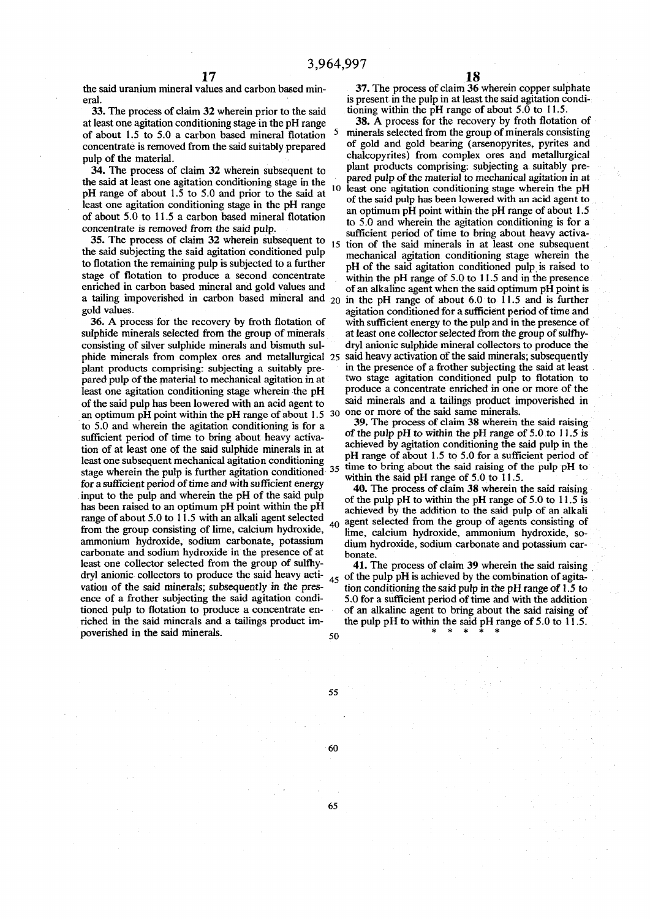the said uranium mineral values and carbon based mineral.

**33.** The process of claim 32 wherein prior to the said at least one agitation conditioning stage in the pH range of about 1.5 to 5.0 a carbon based mineral flotation concentrate is removed from the said suitably prepared pulp of the material.

**34.** The process of claim 32 wherein subsequent to the said at least one agitation conditioning stage in the pH range of about 1.5 to 5.0 and prior to the said at least one agitation conditioning stage in the pH range of about 5.0 to 11.5 a carbon based mineral flotation concentrate is removed from the said pulp.

**35.** The process of claim 32 wherein subsequent to the said subjecting the said agitation conditioned pulp to flotation the remaining pulp is subjected to a further stage of flotation to produce a second concentrate enriched in carbon based mineral and gold values and a tailing impoverished in carbon based mineral and gold values.

**36.** A process for the recovery by froth flotation of sulphide minerals selected from the group of minerals consisting of silver sulphide minerals and bismuth sulphide minerals from complex ores and metallurgical plant products comprising: subjecting a suitably prepared pulp of the material to mechanical agitation in at least one agitation conditioning stage wherein the pH of the said pulp has been lowered with an acid agent to an optimum pH point within the pH range of about 1.5 to 5.0 and wherein the agitation conditioning is for a sufficient period of time to bring about heavy activation of at least one of the said sulphide minerals in at least one subsequent mechanical agitation conditioning stage wherein the pulp is further agitation conditioned for a sufficient period of time and with sufficient energy input to the pulp and wherein the pH of the said pulp has been raised to an optimum pH point within the pH range of about 5.0 to 11.5 with an alkali agent selected from the group consisting of lime, calcium hydroxide, ammonium hydroxide, sodium carbonate, potassium carbonate and sodium hydroxide in the presence of at least one collector selected from the group of sulfhydryl anionic collectors to produce the said heavy activation of the said minerals; subsequently in the presence of a frother subjecting the said agitation conditioned pulp to flotation to produce a concentrate enriched in the said minerals and a tailings product impoverished in the said minerals.

**37.** The process of claim 36 wherein copper sulphate is present in the pulp in at least the said agitation conditioning within the pH range of about 5.0 to 11.5.

**38.** A process for the recovery by froth flotation of minerals selected from the group of minerals consisting of gold and gold bearing (arsenopyrites, pyrites and chalcopyrites) from complex ores and metallurgical plant products comprising: subjecting a suitably prepared pulp of the material to mechanical agitation in at least one agitation conditioning stage wherein the pH of the said pulp has been lowered with an acid agent to an optimum pH point within the pH range of about 1.5 to 5.0 and wherein the agitation conditioning is for a sufficient period of time to bring about heavy activation of the said minerals in at least one subsequent mechanical agitation conditioning stage wherein the pH of the said agitation conditioned pulp is raised to within the pH range of 5.0 to 11.5 and in the presence of an alkaline agent when the said optimum pH point is in the pH range of about 6.0 to 11.5 and is further agitation conditioned for a sufficient period of time and with sufficient energy to the pulp and in the presence of at least one collector selected from the group of sulfhydryl anionic sulphide mineral collectors to produce the said heavy activation of the said minerals; subsequently in the presence of a frother subjecting the said at least two stage agitation conditioned pulp to flotation to produce a concentrate enriched in one or more of the said minerals and a tailings product impoverished in one or more of the said same minerals.

**39.** The process of claim 38 wherein the said raising of the pulp pH to within the pH range of 5.0 to 11.5 is achieved by agitation conditioning the said pulp in the pH range of about 1.5 to 5.0 for a sufficient period of time to bring about the said raising of the pulp pH to within the said pH range of 5.0 to 11.5.

**40.** The process of claim 38 wherein the said raising of the pulp pH to within the pH range of 5.0 to 11.5 is achieved by the addition to the said pulp of an alkali agent selected from the group of agents consisting of lime, calcium hydroxide, ammonium hydroxide, sodium hydroxide, sodium carbonate and potassium carbonate.

**41.** The process of claim 39 wherein the said raising of the pulp pH is achieved by the combination of agitation conditioning the said pulp in the pH range of 1.5 to 5.0 for a sufficient period of time and with the addition of an alkaline agent to bring about the said raising of the pulp pH to within the said pH range of 5.0 to 11.5.

* * * * *